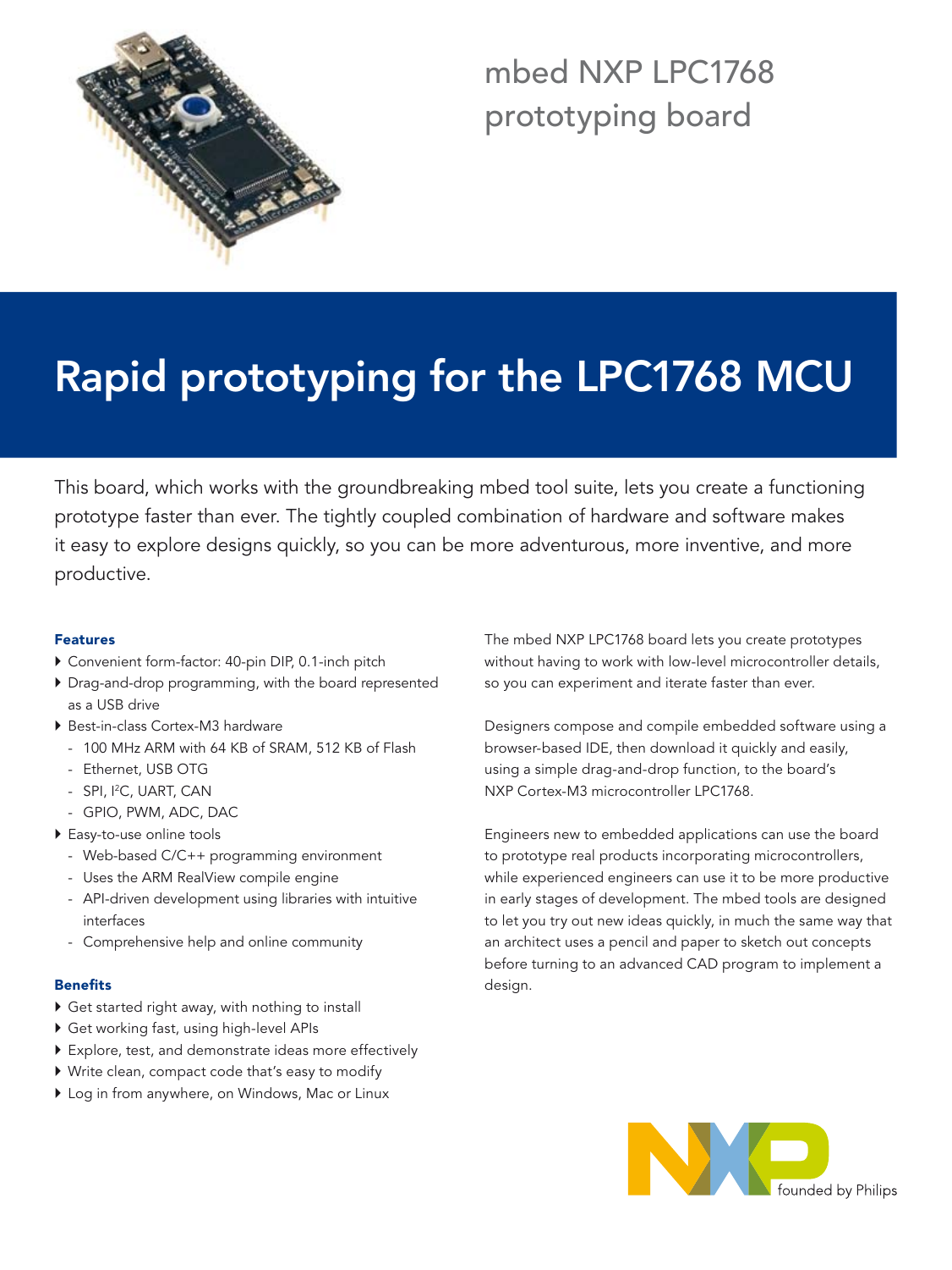# mbed NXP LPC1768 prototyping board

# Rapid prototyping for the LPC1768 MCU

This board, which works with the groundbreaking mbed tool suite, lets you create a functioning prototype faster than ever. The tightly coupled combination of hardware and software makes it easy to explore designs quickly, so you can be more adventurous, more inventive, and more productive.

### Features

- Convenient form-factor: 40-pin DIP, 0.1-inch pitch
- Drag-and-drop programming, with the board represented as a USB drive
- Best-in-class Cortex-M3 hardware
  - 100 MHz ARM with 64 KB of SRAM, 512 KB of Flash
  - Ethernet, USB OTG
  - SPI, I$^2$C, UART, CAN
  - GPIO, PWM, ADC, DAC
- Easy-to-use online tools
  - Web-based C/C++ programming environment
  - Uses the ARM RealView compile engine
  - API-driven development using libraries with intuitive interfaces
  - Comprehensive help and online community

### Benefits

- Get started right away, with nothing to install
- Get working fast, using high-level APIs
- Explore, test, and demonstrate ideas more effectively
- Write clean, compact code that's easy to modify
- Log in from anywhere, on Windows, Mac or Linux

The mbed NXP LPC1768 board lets you create prototypes without having to work with low-level microcontroller details, so you can experiment and iterate faster than ever.

Designers compose and compile embedded software using a browser-based IDE, then download it quickly and easily, using a simple drag-and-drop function, to the board's NXP Cortex-M3 microcontroller LPC1768.

Engineers new to embedded applications can use the board to prototype real products incorporating microcontrollers, while experienced engineers can use it to be more productive in early stages of development. The mbed tools are designed to let you try out new ideas quickly, in much the same way that an architect uses a pencil and paper to sketch out concepts before turning to an advanced CAD program to implement a design.

founded by Philips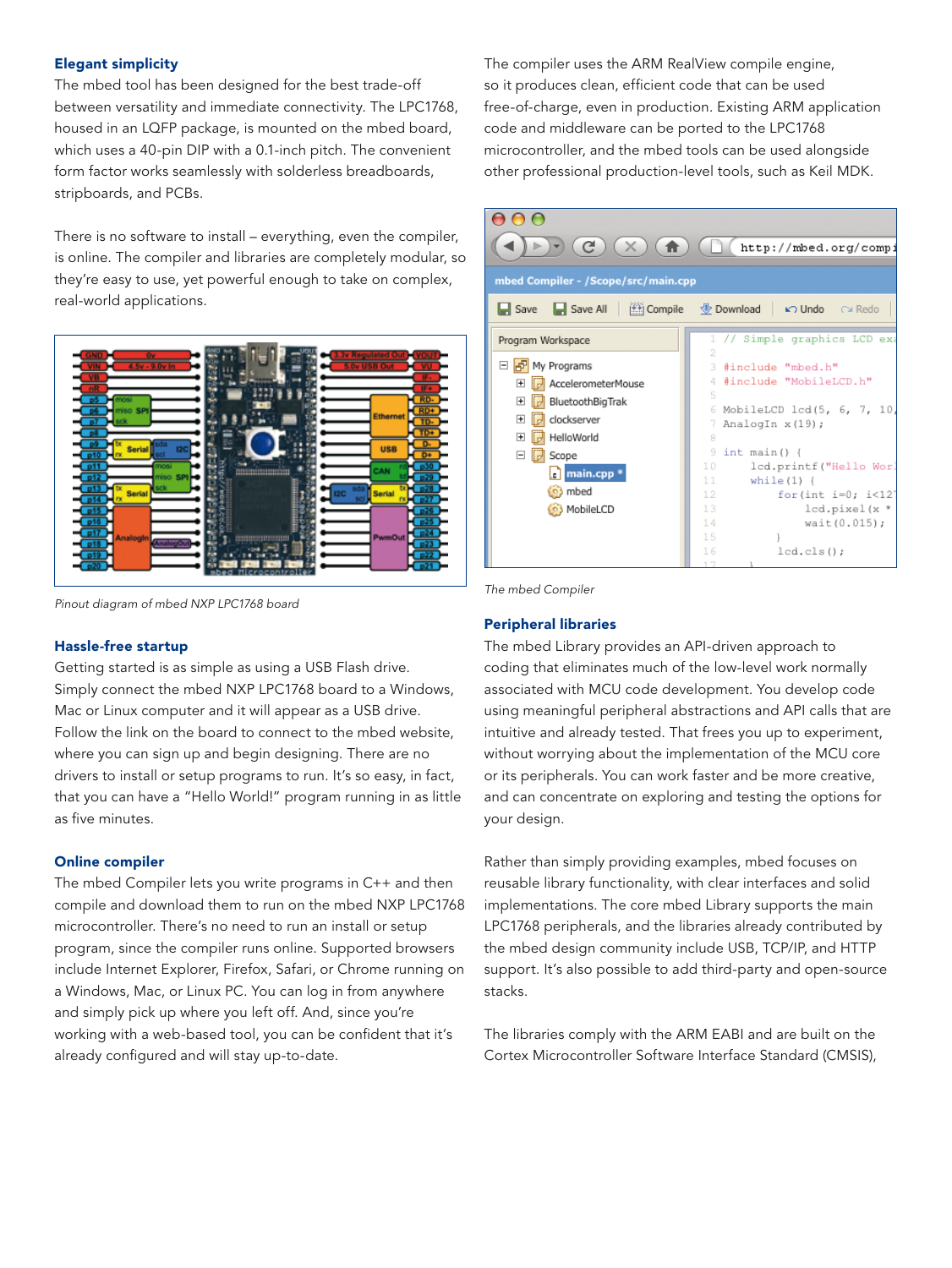### Elegant simplicity

The mbed tool has been designed for the best trade-off between versatility and immediate connectivity. The LPC1768, housed in an LQFP package, is mounted on the mbed board, which uses a 40-pin DIP with a 0.1-inch pitch. The convenient form factor works seamlessly with solderless breadboards, stripboards, and PCBs.

There is no software to install – everything, even the compiler, is online. The compiler and libraries are completely modular, so they're easy to use, yet powerful enough to take on complex, real-world applications.

*Pinout diagram of mbed NXP LPC1768 board*

### Hassle-free startup

Getting started is as simple as using a USB Flash drive. Simply connect the mbed NXP LPC1768 board to a Windows, Mac or Linux computer and it will appear as a USB drive. Follow the link on the board to connect to the mbed website, where you can sign up and begin designing. There are no drivers to install or setup programs to run. It's so easy, in fact, that you can have a "Hello World!" program running in as little as five minutes.

### Online compiler

The mbed Compiler lets you write programs in C++ and then compile and download them to run on the mbed NXP LPC1768 microcontroller. There's no need to run an install or setup program, since the compiler runs online. Supported browsers include Internet Explorer, Firefox, Safari, or Chrome running on a Windows, Mac, or Linux PC. You can log in from anywhere and simply pick up where you left off. And, since you're working with a web-based tool, you can be confident that it's already configured and will stay up-to-date.

The compiler uses the ARM RealView compile engine, so it produces clean, efficient code that can be used free-of-charge, even in production. Existing ARM application code and middleware can be ported to the LPC1768 microcontroller, and the mbed tools can be used alongside other professional production-level tools, such as Keil MDK.

*The mbed Compiler*

### Peripheral libraries

The mbed Library provides an API-driven approach to coding that eliminates much of the low-level work normally associated with MCU code development. You develop code using meaningful peripheral abstractions and API calls that are intuitive and already tested. That frees you up to experiment, without worrying about the implementation of the MCU core or its peripherals. You can work faster and be more creative, and can concentrate on exploring and testing the options for your design.

Rather than simply providing examples, mbed focuses on reusable library functionality, with clear interfaces and solid implementations. The core mbed Library supports the main LPC1768 peripherals, and the libraries already contributed by the mbed design community include USB, TCP/IP, and HTTP support. It's also possible to add third-party and open-source stacks.

The libraries comply with the ARM EABI and are built on the Cortex Microcontroller Software Interface Standard (CMSIS),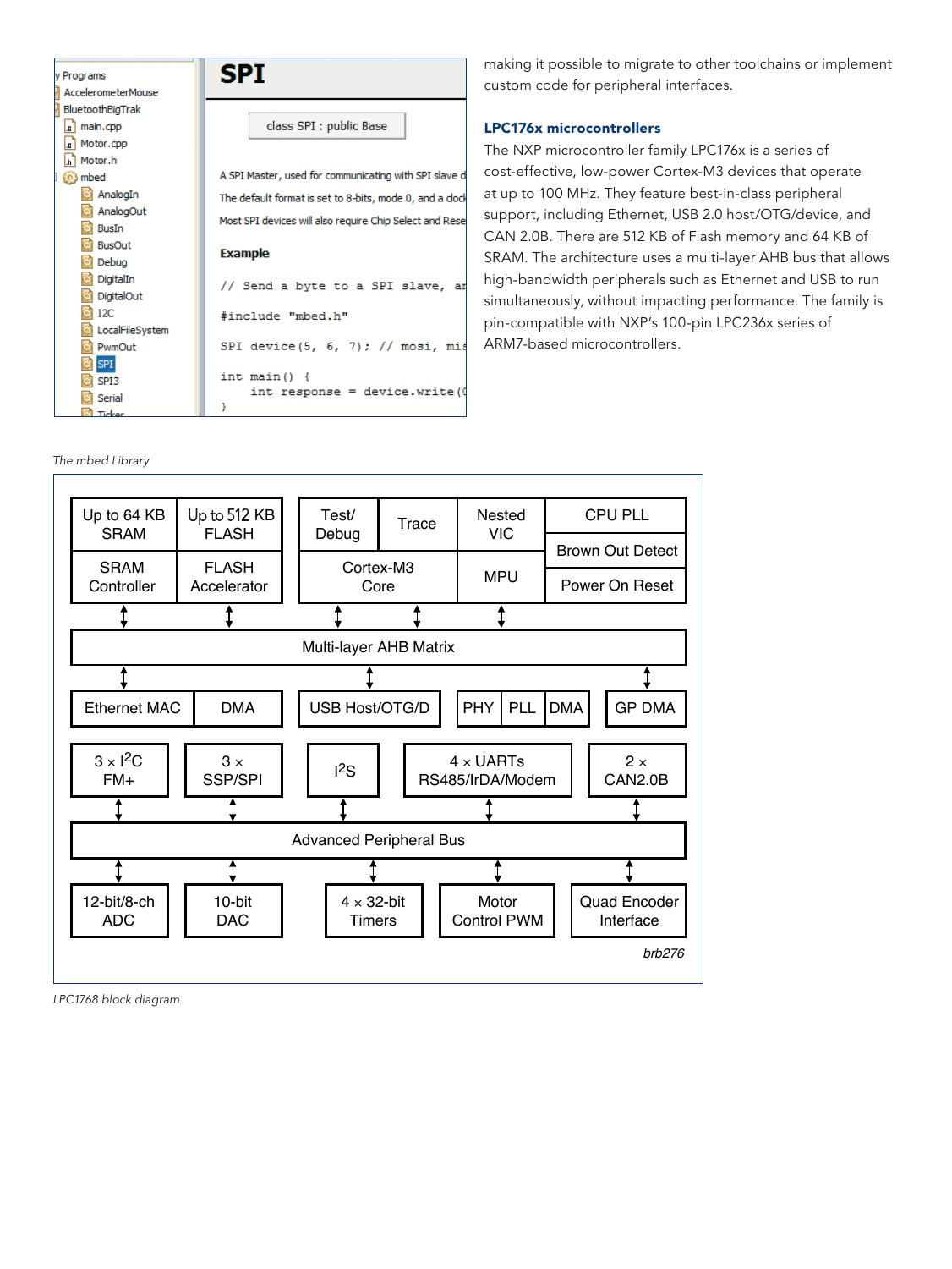making it possible to migrate to other toolchains or implement custom code for peripheral interfaces.

### LPC176x microcontrollers

The NXP microcontroller family LPC176x is a series of cost-effective, low-power Cortex-M3 devices that operate at up to 100 MHz. They feature best-in-class peripheral support, including Ethernet, USB 2.0 host/OTG/device, and CAN 2.0B. There are 512 KB of Flash memory and 64 KB of SRAM. The architecture uses a multi-layer AHB bus that allows high-bandwidth peripherals such as Ethernet and USB to run simultaneously, without impacting performance. The family is pin-compatible with NXP's 100-pin LPC236x series of ARM7-based microcontrollers.

*The mbed Library*

*LPC1768 block diagram*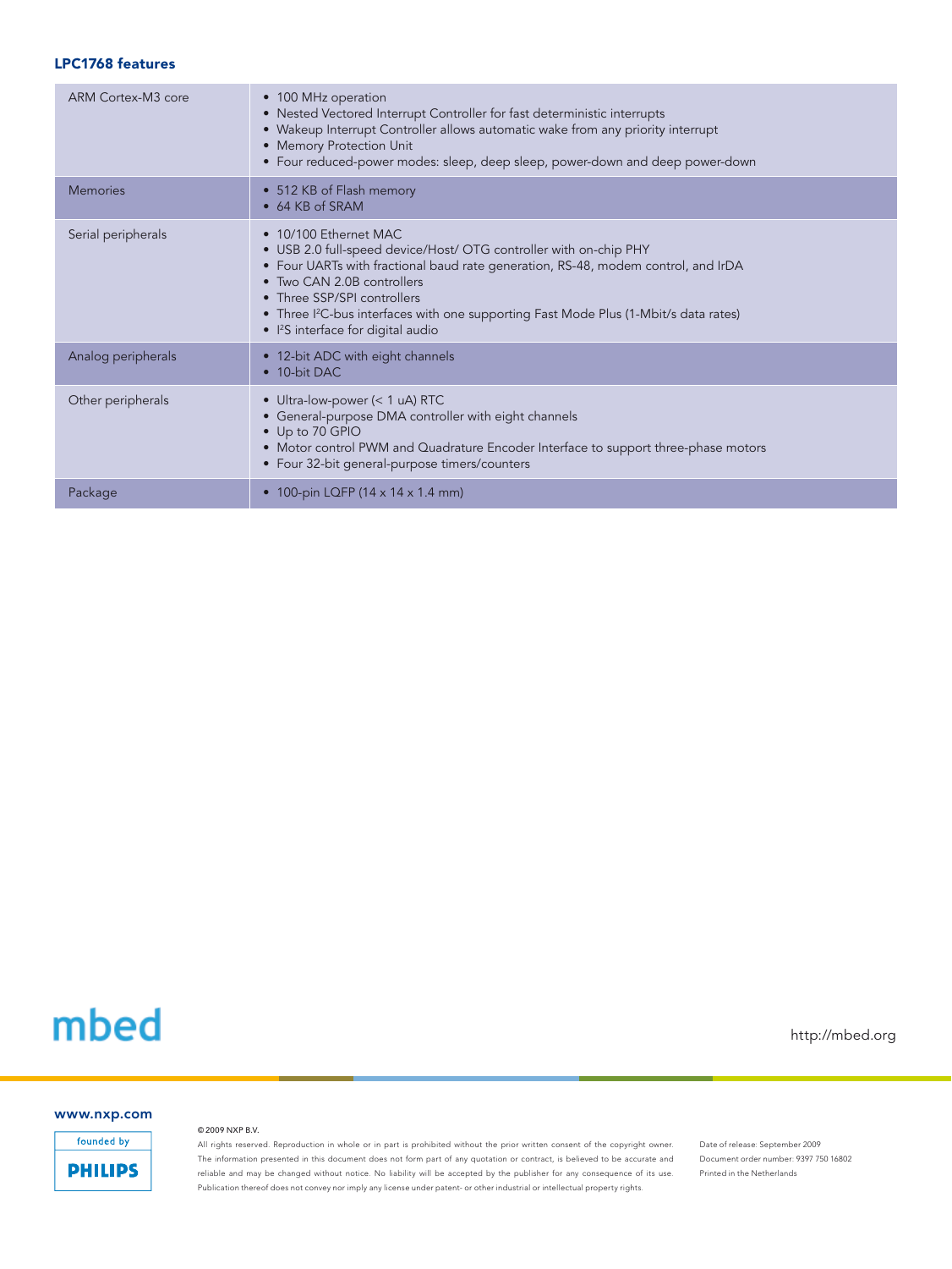## LPC1768 features

| | |
|---|---|
| ARM Cortex-M3 core | • 100 MHz operation<br>• Nested Vectored Interrupt Controller for fast deterministic interrupts<br>• Wakeup Interrupt Controller allows automatic wake from any priority interrupt<br>• Memory Protection Unit<br>• Four reduced-power modes: sleep, deep sleep, power-down and deep power-down |
| Memories | • 512 KB of Flash memory<br>• 64 KB of SRAM |
| Serial peripherals | • 10/100 Ethernet MAC<br>• USB 2.0 full-speed device/Host/ OTG controller with on-chip PHY<br>• Four UARTs with fractional baud rate generation, RS-48, modem control, and IrDA<br>• Two CAN 2.0B controllers<br>• Three SSP/SPI controllers<br>• Three I²C-bus interfaces with one supporting Fast Mode Plus (1-Mbit/s data rates)<br>• I²S interface for digital audio |
| Analog peripherals | • 12-bit ADC with eight channels<br>• 10-bit DAC |
| Other peripherals | • Ultra-low-power (< 1 uA) RTC<br>• General-purpose DMA controller with eight channels<br>• Up to 70 GPIO<br>• Motor control PWM and Quadrature Encoder Interface to support three-phase motors<br>• Four 32-bit general-purpose timers/counters |
| Package | • 100-pin LQFP (14 x 14 x 1.4 mm) |

mbed

http://mbed.org

www.nxp.com

founded by PHILIPS

© 2009 NXP B.V.

All rights reserved. Reproduction in whole or in part is prohibited without the prior written consent of the copyright owner. The information presented in this document does not form part of any quotation or contract, is believed to be accurate and reliable and may be changed without notice. No liability will be accepted by the publisher for any consequence of its use. Publication thereof does not convey nor imply any license under patent- or other industrial or intellectual property rights.

Date of release: September 2009
Document order number: 9397 750 16802
Printed in the Netherlands